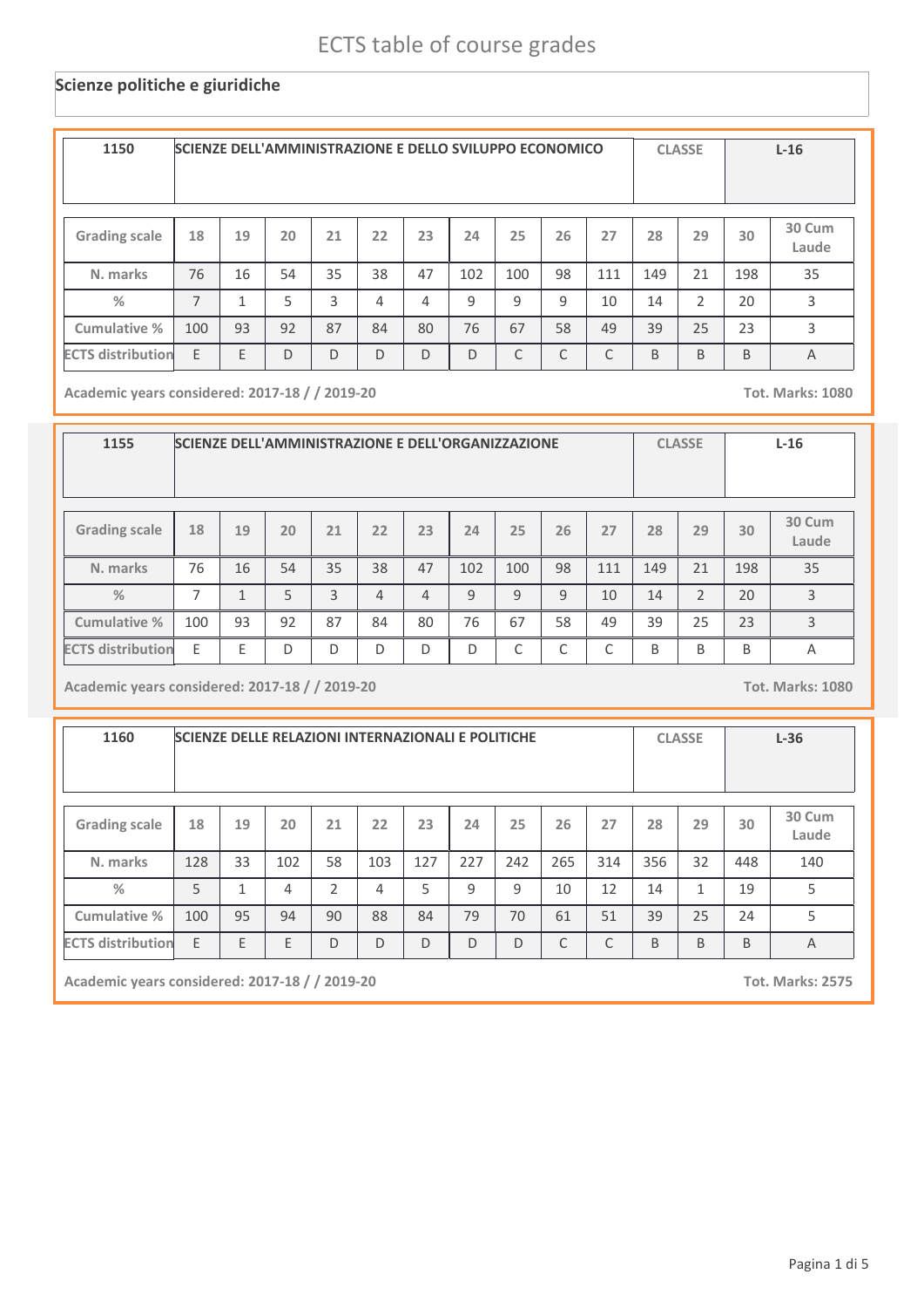# ECTS table of course grades

## Scienze politiche e giuridiche

| 1150 | SCIENZE DELL'AMMINISTRAZIONE E DELLO SVILUPPO ECONOMICO | CLASSE | L-16 |
|---|---|---|---|

| Grading scale | 18 | 19 | 20 | 21 | 22 | 23 | 24 | 25 | 26 | 27 | 28 | 29 | 30 | 30 Cum Laude |
|---|---|---|---|---|---|---|---|---|---|---|---|---|---|---|
| N. marks | 76 | 16 | 54 | 35 | 38 | 47 | 102 | 100 | 98 | 111 | 149 | 21 | 198 | 35 |
| % | 7 | 1 | 5 | 3 | 4 | 4 | 9 | 9 | 9 | 10 | 14 | 2 | 20 | 3 |
| Cumulative % | 100 | 93 | 92 | 87 | 84 | 80 | 76 | 67 | 58 | 49 | 39 | 25 | 23 | 3 |
| ECTS distribution | E | E | D | D | D | D | D | C | C | C | B | B | B | A |

Academic years considered: 2017-18 / / 2019-20 — Tot. Marks: 1080

| 1155 | SCIENZE DELL'AMMINISTRAZIONE E DELL'ORGANIZZAZIONE | CLASSE | L-16 |
|---|---|---|---|

| Grading scale | 18 | 19 | 20 | 21 | 22 | 23 | 24 | 25 | 26 | 27 | 28 | 29 | 30 | 30 Cum Laude |
|---|---|---|---|---|---|---|---|---|---|---|---|---|---|---|
| N. marks | 76 | 16 | 54 | 35 | 38 | 47 | 102 | 100 | 98 | 111 | 149 | 21 | 198 | 35 |
| % | 7 | 1 | 5 | 3 | 4 | 4 | 9 | 9 | 9 | 10 | 14 | 2 | 20 | 3 |
| Cumulative % | 100 | 93 | 92 | 87 | 84 | 80 | 76 | 67 | 58 | 49 | 39 | 25 | 23 | 3 |
| ECTS distribution | E | E | D | D | D | D | D | C | C | C | B | B | B | A |

Academic years considered: 2017-18 / / 2019-20 — Tot. Marks: 1080

| 1160 | SCIENZE DELLE RELAZIONI INTERNAZIONALI E POLITICHE | CLASSE | L-36 |
|---|---|---|---|

| Grading scale | 18 | 19 | 20 | 21 | 22 | 23 | 24 | 25 | 26 | 27 | 28 | 29 | 30 | 30 Cum Laude |
|---|---|---|---|---|---|---|---|---|---|---|---|---|---|---|
| N. marks | 128 | 33 | 102 | 58 | 103 | 127 | 227 | 242 | 265 | 314 | 356 | 32 | 448 | 140 |
| % | 5 | 1 | 4 | 2 | 4 | 5 | 9 | 9 | 10 | 12 | 14 | 1 | 19 | 5 |
| Cumulative % | 100 | 95 | 94 | 90 | 88 | 84 | 79 | 70 | 61 | 51 | 39 | 25 | 24 | 5 |
| ECTS distribution | E | E | E | D | D | D | D | D | C | C | B | B | B | A |

Academic years considered: 2017-18 / / 2019-20 — Tot. Marks: 2575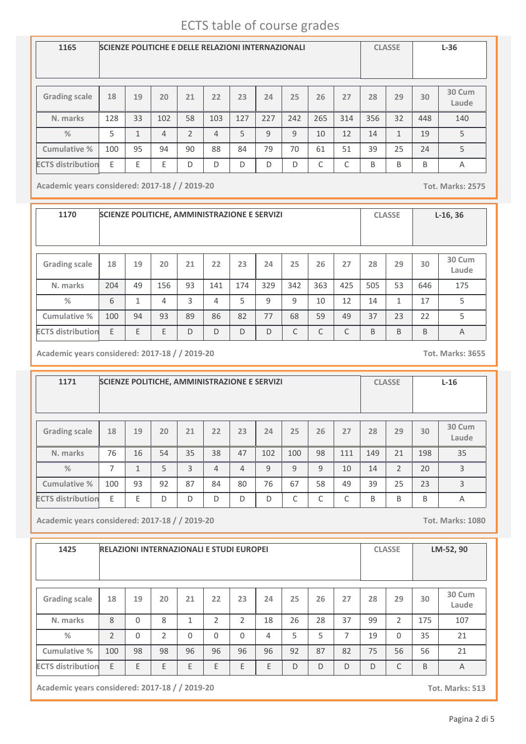# ECTS table of course grades

| 1165 | SCIENZE POLITICHE E DELLE RELAZIONI INTERNAZIONALI | | | | | | | | | | CLASSE | | L-36 |
|---|---|---|---|---|---|---|---|---|---|---|---|---|---|
| **Grading scale** | 18 | 19 | 20 | 21 | 22 | 23 | 24 | 25 | 26 | 27 | 28 | 29 | 30 | 30 Cum Laude |
| **N. marks** | 128 | 33 | 102 | 58 | 103 | 127 | 227 | 242 | 265 | 314 | 356 | 32 | 448 | 140 |
| **%** | 5 | 1 | 4 | 2 | 4 | 5 | 9 | 9 | 10 | 12 | 14 | 1 | 19 | 5 |
| **Cumulative %** | 100 | 95 | 94 | 90 | 88 | 84 | 79 | 70 | 61 | 51 | 39 | 25 | 24 | 5 |
| **ECTS distribution** | E | E | E | D | D | D | D | D | C | C | B | B | B | A |

**Academic years considered: 2017-18 / / 2019-20** **Tot. Marks: 2575**

| 1170 | SCIENZE POLITICHE, AMMINISTRAZIONE E SERVIZI | | | | | | | | | | CLASSE | | L-16, 36 |
|---|---|---|---|---|---|---|---|---|---|---|---|---|---|
| **Grading scale** | 18 | 19 | 20 | 21 | 22 | 23 | 24 | 25 | 26 | 27 | 28 | 29 | 30 | 30 Cum Laude |
| **N. marks** | 204 | 49 | 156 | 93 | 141 | 174 | 329 | 342 | 363 | 425 | 505 | 53 | 646 | 175 |
| **%** | 6 | 1 | 4 | 3 | 4 | 5 | 9 | 9 | 10 | 12 | 14 | 1 | 17 | 5 |
| **Cumulative %** | 100 | 94 | 93 | 89 | 86 | 82 | 77 | 68 | 59 | 49 | 37 | 23 | 22 | 5 |
| **ECTS distribution** | E | E | E | D | D | D | D | C | C | C | B | B | B | A |

**Academic years considered: 2017-18 / / 2019-20** **Tot. Marks: 3655**

| 1171 | SCIENZE POLITICHE, AMMINISTRAZIONE E SERVIZI | | | | | | | | | | CLASSE | | L-16 |
|---|---|---|---|---|---|---|---|---|---|---|---|---|---|
| **Grading scale** | 18 | 19 | 20 | 21 | 22 | 23 | 24 | 25 | 26 | 27 | 28 | 29 | 30 | 30 Cum Laude |
| **N. marks** | 76 | 16 | 54 | 35 | 38 | 47 | 102 | 100 | 98 | 111 | 149 | 21 | 198 | 35 |
| **%** | 7 | 1 | 5 | 3 | 4 | 4 | 9 | 9 | 9 | 10 | 14 | 2 | 20 | 3 |
| **Cumulative %** | 100 | 93 | 92 | 87 | 84 | 80 | 76 | 67 | 58 | 49 | 39 | 25 | 23 | 3 |
| **ECTS distribution** | E | E | D | D | D | D | D | C | C | C | B | B | B | A |

**Academic years considered: 2017-18 / / 2019-20** **Tot. Marks: 1080**

| 1425 | RELAZIONI INTERNAZIONALI E STUDI EUROPEI | | | | | | | | | | CLASSE | | LM-52, 90 |
|---|---|---|---|---|---|---|---|---|---|---|---|---|---|
| **Grading scale** | 18 | 19 | 20 | 21 | 22 | 23 | 24 | 25 | 26 | 27 | 28 | 29 | 30 | 30 Cum Laude |
| **N. marks** | 8 | 0 | 8 | 1 | 2 | 2 | 18 | 26 | 28 | 37 | 99 | 2 | 175 | 107 |
| **%** | 2 | 0 | 2 | 0 | 0 | 0 | 4 | 5 | 5 | 7 | 19 | 0 | 35 | 21 |
| **Cumulative %** | 100 | 98 | 98 | 96 | 96 | 96 | 96 | 92 | 87 | 82 | 75 | 56 | 56 | 21 |
| **ECTS distribution** | E | E | E | E | E | E | E | D | D | D | D | C | B | A |

**Academic years considered: 2017-18 / / 2019-20** **Tot. Marks: 513**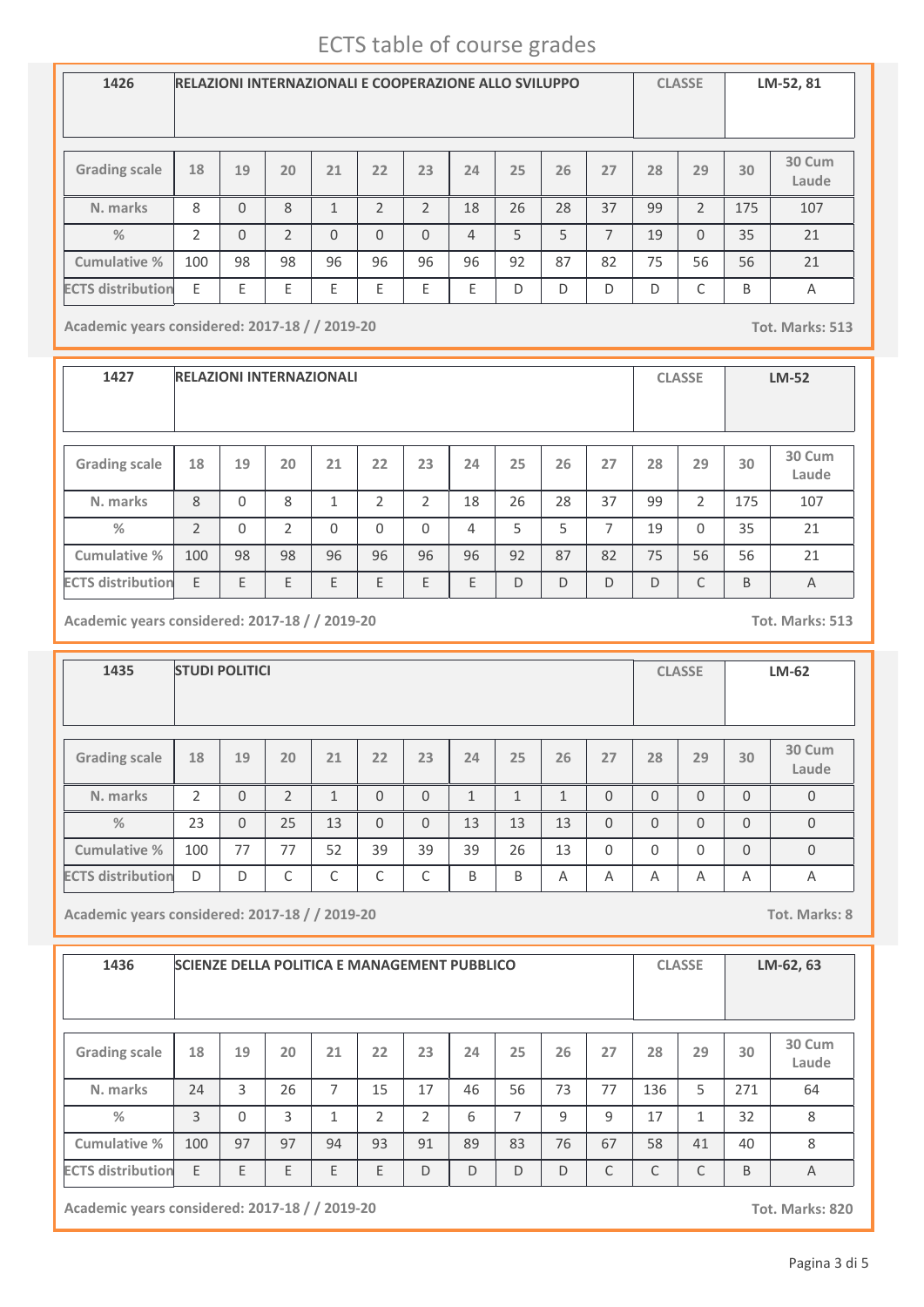# ECTS table of course grades

| 1426 | RELAZIONI INTERNAZIONALI E COOPERAZIONE ALLO SVILUPPO | CLASSE | LM-52, 81 |
|---|---|---|---|

| Grading scale | 18 | 19 | 20 | 21 | 22 | 23 | 24 | 25 | 26 | 27 | 28 | 29 | 30 | 30 Cum Laude |
|---|---|---|---|---|---|---|---|---|---|---|---|---|---|---|
| N. marks | 8 | 0 | 8 | 1 | 2 | 2 | 18 | 26 | 28 | 37 | 99 | 2 | 175 | 107 |
| % | 2 | 0 | 2 | 0 | 0 | 0 | 4 | 5 | 5 | 7 | 19 | 0 | 35 | 21 |
| Cumulative % | 100 | 98 | 98 | 96 | 96 | 96 | 96 | 92 | 87 | 82 | 75 | 56 | 56 | 21 |
| ECTS distribution | E | E | E | E | E | E | E | D | D | D | D | C | B | A |

**Academic years considered: 2017-18 / / 2019-20** **Tot. Marks: 513**

| 1427 | RELAZIONI INTERNAZIONALI | CLASSE | LM-52 |
|---|---|---|---|

| Grading scale | 18 | 19 | 20 | 21 | 22 | 23 | 24 | 25 | 26 | 27 | 28 | 29 | 30 | 30 Cum Laude |
|---|---|---|---|---|---|---|---|---|---|---|---|---|---|---|
| N. marks | 8 | 0 | 8 | 1 | 2 | 2 | 18 | 26 | 28 | 37 | 99 | 2 | 175 | 107 |
| % | 2 | 0 | 2 | 0 | 0 | 0 | 4 | 5 | 5 | 7 | 19 | 0 | 35 | 21 |
| Cumulative % | 100 | 98 | 98 | 96 | 96 | 96 | 96 | 92 | 87 | 82 | 75 | 56 | 56 | 21 |
| ECTS distribution | E | E | E | E | E | E | E | D | D | D | D | C | B | A |

**Academic years considered: 2017-18 / / 2019-20** **Tot. Marks: 513**

| 1435 | STUDI POLITICI | CLASSE | LM-62 |
|---|---|---|---|

| Grading scale | 18 | 19 | 20 | 21 | 22 | 23 | 24 | 25 | 26 | 27 | 28 | 29 | 30 | 30 Cum Laude |
|---|---|---|---|---|---|---|---|---|---|---|---|---|---|---|
| N. marks | 2 | 0 | 2 | 1 | 0 | 0 | 1 | 1 | 1 | 0 | 0 | 0 | 0 | 0 |
| % | 23 | 0 | 25 | 13 | 0 | 0 | 13 | 13 | 13 | 0 | 0 | 0 | 0 | 0 |
| Cumulative % | 100 | 77 | 77 | 52 | 39 | 39 | 39 | 26 | 13 | 0 | 0 | 0 | 0 | 0 |
| ECTS distribution | D | D | C | C | C | C | B | B | A | A | A | A | A | A |

**Academic years considered: 2017-18 / / 2019-20** **Tot. Marks: 8**

| 1436 | SCIENZE DELLA POLITICA E MANAGEMENT PUBBLICO | CLASSE | LM-62, 63 |
|---|---|---|---|

| Grading scale | 18 | 19 | 20 | 21 | 22 | 23 | 24 | 25 | 26 | 27 | 28 | 29 | 30 | 30 Cum Laude |
|---|---|---|---|---|---|---|---|---|---|---|---|---|---|---|
| N. marks | 24 | 3 | 26 | 7 | 15 | 17 | 46 | 56 | 73 | 77 | 136 | 5 | 271 | 64 |
| % | 3 | 0 | 3 | 1 | 2 | 2 | 6 | 7 | 9 | 9 | 17 | 1 | 32 | 8 |
| Cumulative % | 100 | 97 | 97 | 94 | 93 | 91 | 89 | 83 | 76 | 67 | 58 | 41 | 40 | 8 |
| ECTS distribution | E | E | E | E | E | D | D | D | D | C | C | C | B | A |

**Academic years considered: 2017-18 / / 2019-20** **Tot. Marks: 820**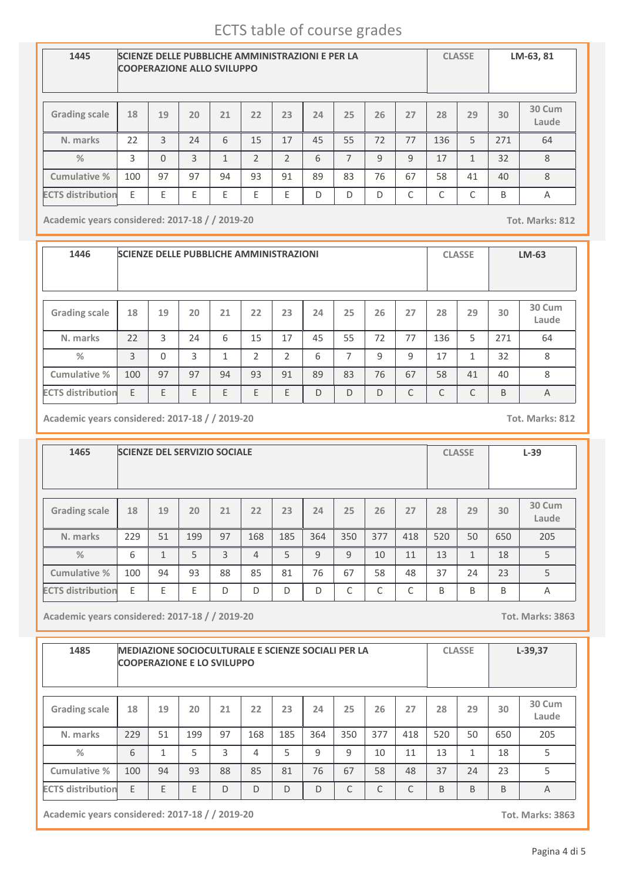# ECTS table of course grades

| 1445 | SCIENZE DELLE PUBBLICHE AMMINISTRAZIONI E PER LA COOPERAZIONE ALLO SVILUPPO | CLASSE | LM-63, 81 |
|---|---|---|---|

| Grading scale | 18 | 19 | 20 | 21 | 22 | 23 | 24 | 25 | 26 | 27 | 28 | 29 | 30 | 30 Cum Laude |
|---|---|---|---|---|---|---|---|---|---|---|---|---|---|---|
| N. marks | 22 | 3 | 24 | 6 | 15 | 17 | 45 | 55 | 72 | 77 | 136 | 5 | 271 | 64 |
| % | 3 | 0 | 3 | 1 | 2 | 2 | 6 | 7 | 9 | 9 | 17 | 1 | 32 | 8 |
| Cumulative % | 100 | 97 | 97 | 94 | 93 | 91 | 89 | 83 | 76 | 67 | 58 | 41 | 40 | 8 |
| ECTS distribution | E | E | E | E | E | E | D | D | D | C | C | C | B | A |

**Academic years considered: 2017-18 / / 2019-20** **Tot. Marks: 812**

| 1446 | SCIENZE DELLE PUBBLICHE AMMINISTRAZIONI | CLASSE | LM-63 |
|---|---|---|---|

| Grading scale | 18 | 19 | 20 | 21 | 22 | 23 | 24 | 25 | 26 | 27 | 28 | 29 | 30 | 30 Cum Laude |
|---|---|---|---|---|---|---|---|---|---|---|---|---|---|---|
| N. marks | 22 | 3 | 24 | 6 | 15 | 17 | 45 | 55 | 72 | 77 | 136 | 5 | 271 | 64 |
| % | 3 | 0 | 3 | 1 | 2 | 2 | 6 | 7 | 9 | 9 | 17 | 1 | 32 | 8 |
| Cumulative % | 100 | 97 | 97 | 94 | 93 | 91 | 89 | 83 | 76 | 67 | 58 | 41 | 40 | 8 |
| ECTS distribution | E | E | E | E | E | E | D | D | D | C | C | C | B | A |

**Academic years considered: 2017-18 / / 2019-20** **Tot. Marks: 812**

| 1465 | SCIENZE DEL SERVIZIO SOCIALE | CLASSE | L-39 |
|---|---|---|---|

| Grading scale | 18 | 19 | 20 | 21 | 22 | 23 | 24 | 25 | 26 | 27 | 28 | 29 | 30 | 30 Cum Laude |
|---|---|---|---|---|---|---|---|---|---|---|---|---|---|---|
| N. marks | 229 | 51 | 199 | 97 | 168 | 185 | 364 | 350 | 377 | 418 | 520 | 50 | 650 | 205 |
| % | 6 | 1 | 5 | 3 | 4 | 5 | 9 | 9 | 10 | 11 | 13 | 1 | 18 | 5 |
| Cumulative % | 100 | 94 | 93 | 88 | 85 | 81 | 76 | 67 | 58 | 48 | 37 | 24 | 23 | 5 |
| ECTS distribution | E | E | E | D | D | D | D | C | C | C | B | B | B | A |

**Academic years considered: 2017-18 / / 2019-20** **Tot. Marks: 3863**

| 1485 | MEDIAZIONE SOCIOCULTURALE E SCIENZE SOCIALI PER LA COOPERAZIONE E LO SVILUPPO | CLASSE | L-39,37 |
|---|---|---|---|

| Grading scale | 18 | 19 | 20 | 21 | 22 | 23 | 24 | 25 | 26 | 27 | 28 | 29 | 30 | 30 Cum Laude |
|---|---|---|---|---|---|---|---|---|---|---|---|---|---|---|
| N. marks | 229 | 51 | 199 | 97 | 168 | 185 | 364 | 350 | 377 | 418 | 520 | 50 | 650 | 205 |
| % | 6 | 1 | 5 | 3 | 4 | 5 | 9 | 9 | 10 | 11 | 13 | 1 | 18 | 5 |
| Cumulative % | 100 | 94 | 93 | 88 | 85 | 81 | 76 | 67 | 58 | 48 | 37 | 24 | 23 | 5 |
| ECTS distribution | E | E | E | D | D | D | D | C | C | C | B | B | B | A |

**Academic years considered: 2017-18 / / 2019-20** **Tot. Marks: 3863**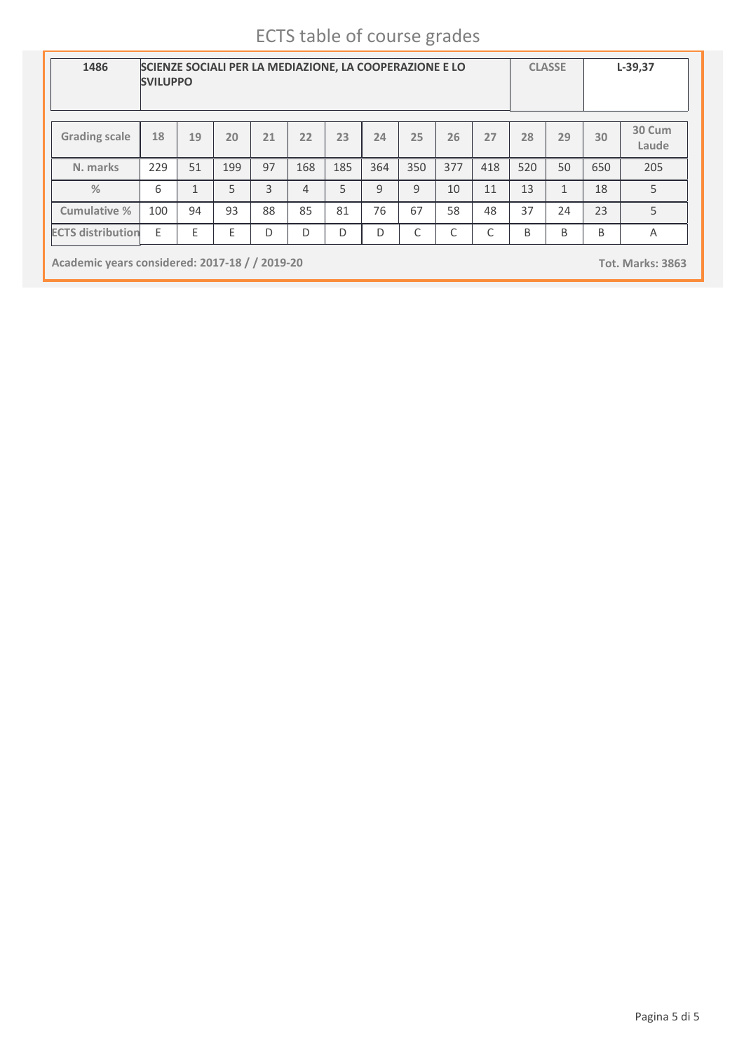# ECTS table of course grades

| 1486 | SCIENZE SOCIALI PER LA MEDIAZIONE, LA COOPERAZIONE E LO SVILUPPO | CLASSE | L-39,37 |
|---|---|---|---|

| Grading scale | 18 | 19 | 20 | 21 | 22 | 23 | 24 | 25 | 26 | 27 | 28 | 29 | 30 | 30 Cum Laude |
|---|---|---|---|---|---|---|---|---|---|---|---|---|---|---|
| N. marks | 229 | 51 | 199 | 97 | 168 | 185 | 364 | 350 | 377 | 418 | 520 | 50 | 650 | 205 |
| % | 6 | 1 | 5 | 3 | 4 | 5 | 9 | 9 | 10 | 11 | 13 | 1 | 18 | 5 |
| Cumulative % | 100 | 94 | 93 | 88 | 85 | 81 | 76 | 67 | 58 | 48 | 37 | 24 | 23 | 5 |
| ECTS distribution | E | E | E | D | D | D | D | C | C | C | B | B | B | A |

**Academic years considered: 2017-18 / / 2019-20** **Tot. Marks: 3863**